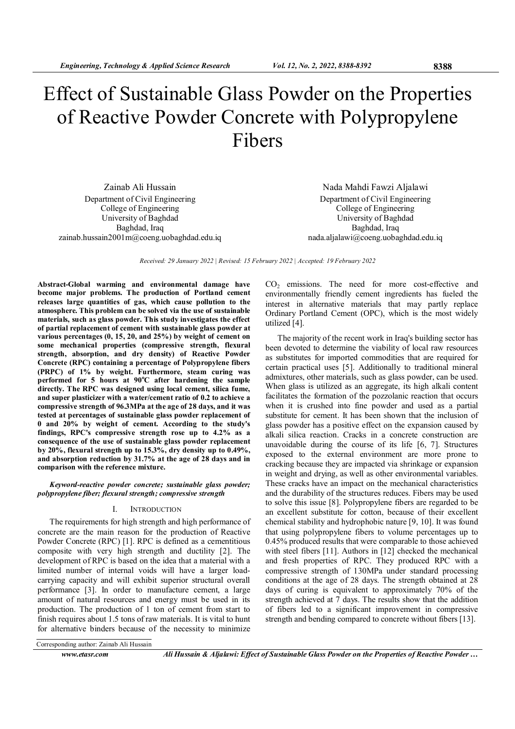# Effect of Sustainable Glass Powder on the Properties of Reactive Powder Concrete with Polypropylene Fibers

Zainab Ali Hussain
Department of Civil Engineering
College of Engineering
University of Baghdad
Baghdad, Iraq
zainab.hussain2001m@coeng.uobaghdad.edu.iq

Nada Mahdi Fawzi Aljalawi
Department of Civil Engineering
College of Engineering
University of Baghdad
Baghdad, Iraq
nada.aljalawi@coeng.uobaghdad.edu.iq

*Received: 29 January 2022 | Revised: 15 February 2022 | Accepted: 19 February 2022*

**Abstract-Global warming and environmental damage have become major problems. The production of Portland cement releases large quantities of gas, which cause pollution to the atmosphere. This problem can be solved via the use of sustainable materials, such as glass powder. This study investigates the effect of partial replacement of cement with sustainable glass powder at various percentages (0, 15, 20, and 25%) by weight of cement on some mechanical properties (compressive strength, flexural strength, absorption, and dry density) of Reactive Powder Concrete (RPC) containing a percentage of Polypropylene fibers (PRPC) of 1% by weight. Furthermore, steam curing was performed for 5 hours at 90°C after hardening the sample directly. The RPC was designed using local cement, silica fume, and super plasticizer with a water/cement ratio of 0.2 to achieve a compressive strength of 96.3MPa at the age of 28 days, and it was tested at percentages of sustainable glass powder replacement of 0 and 20% by weight of cement. According to the study's findings, RPC's compressive strength rose up to 4.2% as a consequence of the use of sustainable glass powder replacement by 20%, flexural strength up to 15.3%, dry density up to 0.49%, and absorption reduction by 31.7% at the age of 28 days and in comparison with the reference mixture.**

***Keyword-reactive powder concrete; sustainable glass powder; polypropylene fiber; flexural strength; compressive strength***

## I. INTRODUCTION

The requirements for high strength and high performance of concrete are the main reason for the production of Reactive Powder Concrete (RPC) [1]. RPC is defined as a cementitious composite with very high strength and ductility [2]. The development of RPC is based on the idea that a material with a limited number of internal voids will have a larger load-carrying capacity and will exhibit superior structural overall performance [3]. In order to manufacture cement, a large amount of natural resources and energy must be used in its production. The production of 1 ton of cement from start to finish requires about 1.5 tons of raw materials. It is vital to hunt for alternative binders because of the necessity to minimize $CO_2$ emissions. The need for more cost-effective and environmentally friendly cement ingredients has fueled the interest in alternative materials that may partly replace Ordinary Portland Cement (OPC), which is the most widely utilized [4].

The majority of the recent work in Iraq's building sector has been devoted to determine the viability of local raw resources as substitutes for imported commodities that are required for certain practical uses [5]. Additionally to traditional mineral admixtures, other materials, such as glass powder, can be used. When glass is utilized as an aggregate, its high alkali content facilitates the formation of the pozzolanic reaction that occurs when it is crushed into fine powder and used as a partial substitute for cement. It has been shown that the inclusion of glass powder has a positive effect on the expansion caused by alkali silica reaction. Cracks in a concrete construction are unavoidable during the course of its life [6, 7]. Structures exposed to the external environment are more prone to cracking because they are impacted via shrinkage or expansion in weight and drying, as well as other environmental variables. These cracks have an impact on the mechanical characteristics and the durability of the structures reduces. Fibers may be used to solve this issue [8]. Polypropylene fibers are regarded to be an excellent substitute for cotton, because of their excellent chemical stability and hydrophobic nature [9, 10]. It was found that using polypropylene fibers to volume percentages up to 0.45% produced results that were comparable to those achieved with steel fibers [11]. Authors in [12] checked the mechanical and fresh properties of RPC. They produced RPC with a compressive strength of 130MPa under standard processing conditions at the age of 28 days. The strength obtained at 28 days of curing is equivalent to approximately 70% of the strength achieved at 7 days. The results show that the addition of fibers led to a significant improvement in compressive strength and bending compared to concrete without fibers [13].

Corresponding author: Zainab Ali Hussain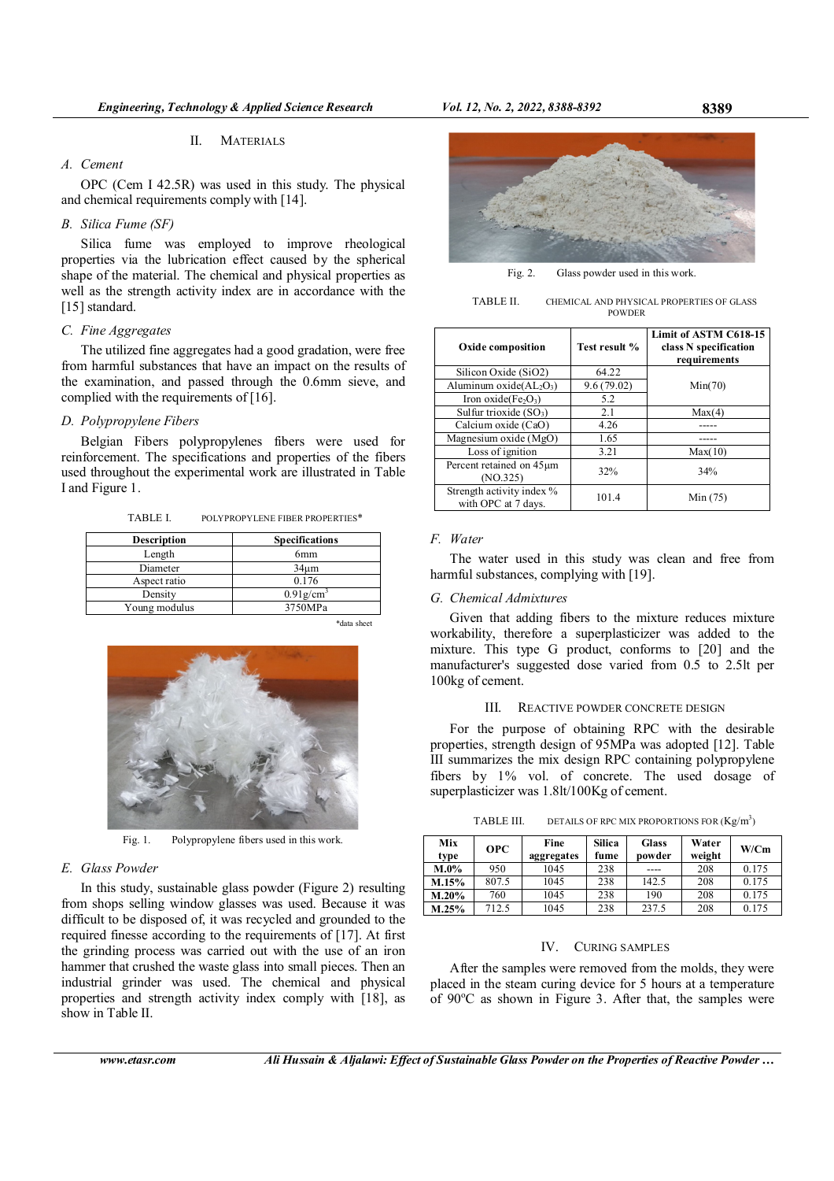## II. MATERIALS

### A. Cement

OPC (Cem I 42.5R) was used in this study. The physical and chemical requirements comply with [14].

### B. Silica Fume (SF)

Silica fume was employed to improve rheological properties via the lubrication effect caused by the spherical shape of the material. The chemical and physical properties as well as the strength activity index are in accordance with the [15] standard.

### C. Fine Aggregates

The utilized fine aggregates had a good gradation, were free from harmful substances that have an impact on the results of the examination, and passed through the 0.6mm sieve, and complied with the requirements of [16].

### D. Polypropylene Fibers

Belgian Fibers polypropylenes fibers were used for reinforcement. The specifications and properties of the fibers used throughout the experimental work are illustrated in Table I and Figure 1.

TABLE I. POLYPROPYLENE FIBER PROPERTIES*

| Description | Specifications |
|---|---|
| Length | 6mm |
| Diameter | 34μm |
| Aspect ratio | 0.176 |
| Density | 0.91g/cm$^3$ |
| Young modulus | 3750MPa |

*data sheet

Fig. 1. Polypropylene fibers used in this work.

### E. Glass Powder

In this study, sustainable glass powder (Figure 2) resulting from shops selling window glasses was used. Because it was difficult to be disposed of, it was recycled and grounded to the required finesse according to the requirements of [17]. At first the grinding process was carried out with the use of an iron hammer that crushed the waste glass into small pieces. Then an industrial grinder was used. The chemical and physical properties and strength activity index comply with [18], as show in Table II.

Fig. 2. Glass powder used in this work.

TABLE II. CHEMICAL AND PHYSICAL PROPERTIES OF GLASS POWDER

| Oxide composition | Test result % | Limit of ASTM C618-15 class N specification requirements |
|---|---|---|
| Silicon Oxide ($SiO_2$) | 64.22 | Min(70) |
| Aluminum oxide($Al_2O_3$) | 9.6 (79.02) | |
| Iron oxide($Fe_2O_3$) | 5.2 | |
| Sulfur trioxide ($SO_3$) | 2.1 | Max(4) |
| Calcium oxide (CaO) | 4.26 | ----- |
| Magnesium oxide (MgO) | 1.65 | ----- |
| Loss of ignition | 3.21 | Max(10) |
| Percent retained on 45μm (NO.325) | 32% | 34% |
| Strength activity index % with OPC at 7 days. | 101.4 | Min (75) |

### F. Water

The water used in this study was clean and free from harmful substances, complying with [19].

### G. Chemical Admixtures

Given that adding fibers to the mixture reduces mixture workability, therefore a superplasticizer was added to the mixture. This type G product, conforms to [20] and the manufacturer's suggested dose varied from 0.5 to 2.5lt per 100kg of cement.

## III. REACTIVE POWDER CONCRETE DESIGN

For the purpose of obtaining RPC with the desirable properties, strength design of 95MPa was adopted [12]. Table III summarizes the mix design RPC containing polypropylene fibers by 1% vol. of concrete. The used dosage of superplasticizer was 1.8lt/100Kg of cement.

TABLE III. DETAILS OF RPC MIX PROPORTIONS FOR (Kg/m$^3$)

| Mix type | OPC | Fine aggregates | Silica fume | Glass powder | Water weight | W/Cm |
|---|---|---|---|---|---|---|
| **M.0%** | 950 | 1045 | 238 | ---- | 208 | 0.175 |
| **M.15%** | 807.5 | 1045 | 238 | 142.5 | 208 | 0.175 |
| **M.20%** | 760 | 1045 | 238 | 190 | 208 | 0.175 |
| **M.25%** | 712.5 | 1045 | 238 | 237.5 | 208 | 0.175 |

## IV. CURING SAMPLES

After the samples were removed from the molds, they were placed in the steam curing device for 5 hours at a temperature of 90°C as shown in Figure 3. After that, the samples were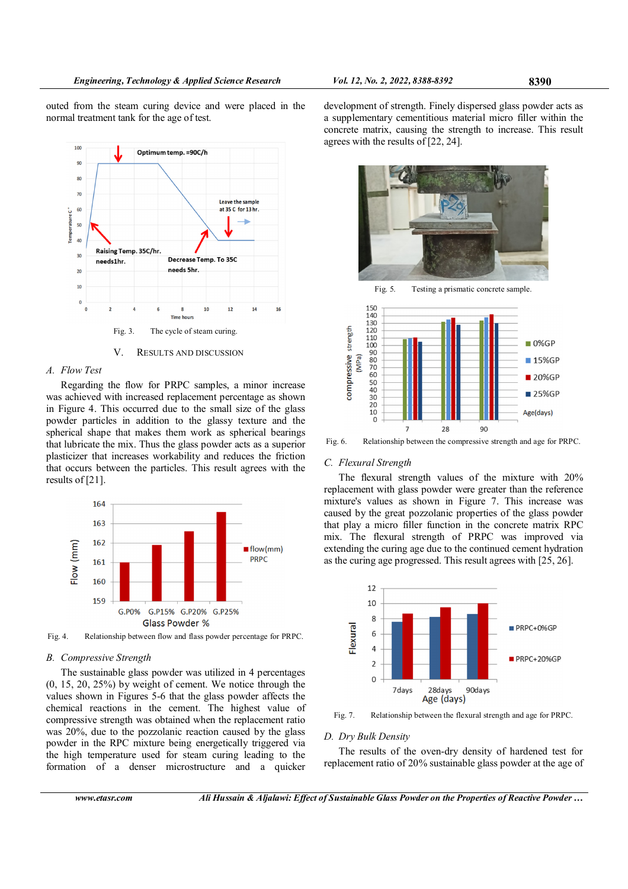outed from the steam curing device and were placed in the normal treatment tank for the age of test.

Fig. 3. The cycle of steam curing.

## V. RESULTS AND DISCUSSION

### A. Flow Test

Regarding the flow for PRPC samples, a minor increase was achieved with increased replacement percentage as shown in Figure 4. This occurred due to the small size of the glass powder particles in addition to the glassy texture and the spherical shape that makes them work as spherical bearings that lubricate the mix. Thus the glass powder acts as a superior plasticizer that increases workability and reduces the friction that occurs between the particles. This result agrees with the results of [21].

Fig. 4. Relationship between flow and flass powder percentage for PRPC.

### B. Compressive Strength

The sustainable glass powder was utilized in 4 percentages (0, 15, 20, 25%) by weight of cement. We notice through the values shown in Figures 5-6 that the glass powder affects the chemical reactions in the cement. The highest value of compressive strength was obtained when the replacement ratio was 20%, due to the pozzolanic reaction caused by the glass powder in the RPC mixture being energetically triggered via the high temperature used for steam curing leading to the formation of a denser microstructure and a quicker development of strength. Finely dispersed glass powder acts as a supplementary cementitious material micro filler within the concrete matrix, causing the strength to increase. This result agrees with the results of [22, 24].

Fig. 5. Testing a prismatic concrete sample.

Fig. 6. Relationship between the compressive strength and age for PRPC.

### C. Flexural Strength

The flexural strength values of the mixture with 20% replacement with glass powder were greater than the reference mixture's values as shown in Figure 7. This increase was caused by the great pozzolanic properties of the glass powder that play a micro filler function in the concrete matrix RPC mix. The flexural strength of PRPC was improved via extending the curing age due to the continued cement hydration as the curing age progressed. This result agrees with [25, 26].

Fig. 7. Relationship between the flexural strength and age for PRPC.

### D. Dry Bulk Density

The results of the oven-dry density of hardened test for replacement ratio of 20% sustainable glass powder at the age of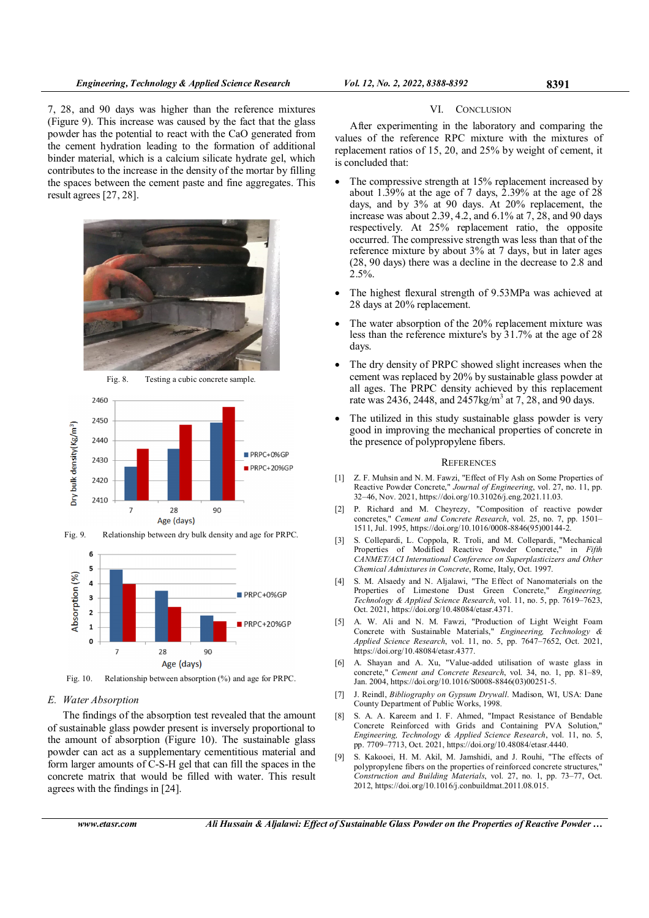7, 28, and 90 days was higher than the reference mixtures (Figure 9). This increase was caused by the fact that the glass powder has the potential to react with the CaO generated from the cement hydration leading to the formation of additional binder material, which is a calcium silicate hydrate gel, which contributes to the increase in the density of the mortar by filling the spaces between the cement paste and fine aggregates. This result agrees [27, 28].

Fig. 8. Testing a cubic concrete sample.

Fig. 9. Relationship between dry bulk density and age for PRPC.

Fig. 10. Relationship between absorption (%) and age for PRPC.

### E. Water Absorption

The findings of the absorption test revealed that the amount of sustainable glass powder present is inversely proportional to the amount of absorption (Figure 10). The sustainable glass powder can act as a supplementary cementitious material and form larger amounts of C-S-H gel that can fill the spaces in the concrete matrix that would be filled with water. This result agrees with the findings in [24].

## VI. Conclusion

After experimenting in the laboratory and comparing the values of the reference RPC mixture with the mixtures of replacement ratios of 15, 20, and 25% by weight of cement, it is concluded that:

- The compressive strength at 15% replacement increased by about 1.39% at the age of 7 days, 2.39% at the age of 28 days, and by 3% at 90 days. At 20% replacement, the increase was about 2.39, 4.2, and 6.1% at 7, 28, and 90 days respectively. At 25% replacement ratio, the opposite occurred. The compressive strength was less than that of the reference mixture by about 3% at 7 days, but in later ages (28, 90 days) there was a decline in the decrease to 2.8 and 2.5%.
- The highest flexural strength of 9.53MPa was achieved at 28 days at 20% replacement.
- The water absorption of the 20% replacement mixture was less than the reference mixture's by 31.7% at the age of 28 days.
- The dry density of PRPC showed slight increases when the cement was replaced by 20% by sustainable glass powder at all ages. The PRPC density achieved by this replacement rate was 2436, 2448, and 2457kg/m$^3$ at 7, 28, and 90 days.
- The utilized in this study sustainable glass powder is very good in improving the mechanical properties of concrete in the presence of polypropylene fibers.

## References

[1] Z. F. Muhsin and N. M. Fawzi, "Effect of Fly Ash on Some Properties of Reactive Powder Concrete," *Journal of Engineering*, vol. 27, no. 11, pp. 32–46, Nov. 2021, https://doi.org/10.31026/j.eng.2021.11.03.

[2] P. Richard and M. Cheyrezy, "Composition of reactive powder concretes," *Cement and Concrete Research*, vol. 25, no. 7, pp. 1501–1511, Jul. 1995, https://doi.org/10.1016/0008-8846(95)00144-2.

[3] S. Collepardi, L. Coppola, R. Troli, and M. Collepardi, "Mechanical Properties of Modified Reactive Powder Concrete," in *Fifth CANMET/ACI International Conference on Superplasticizers and Other Chemical Admixtures in Concrete*, Rome, Italy, Oct. 1997.

[4] S. M. Alsaedy and N. Aljalawi, "The Effect of Nanomaterials on the Properties of Limestone Dust Green Concrete," *Engineering, Technology & Applied Science Research*, vol. 11, no. 5, pp. 7619–7623, Oct. 2021, https://doi.org/10.48084/etasr.4371.

[5] A. W. Ali and N. M. Fawzi, "Production of Light Weight Foam Concrete with Sustainable Materials," *Engineering, Technology & Applied Science Research*, vol. 11, no. 5, pp. 7647–7652, Oct. 2021, https://doi.org/10.48084/etasr.4377.

[6] A. Shayan and A. Xu, "Value-added utilisation of waste glass in concrete," *Cement and Concrete Research*, vol. 34, no. 1, pp. 81–89, Jan. 2004, https://doi.org/10.1016/S0008-8846(03)00251-5.

[7] J. Reindl, *Bibliography on Gypsum Drywall*. Madison, WI, USA: Dane County Department of Public Works, 1998.

[8] S. A. A. Kareem and I. F. Ahmed, "Impact Resistance of Bendable Concrete Reinforced with Grids and Containing PVA Solution," *Engineering, Technology & Applied Science Research*, vol. 11, no. 5, pp. 7709–7713, Oct. 2021, https://doi.org/10.48084/etasr.4440.

[9] S. Kakooei, H. M. Akil, M. Jamshidi, and J. Rouhi, "The effects of polypropylene fibers on the properties of reinforced concrete structures," *Construction and Building Materials*, vol. 27, no. 1, pp. 73–77, Oct. 2012, https://doi.org/10.1016/j.conbuildmat.2011.08.015.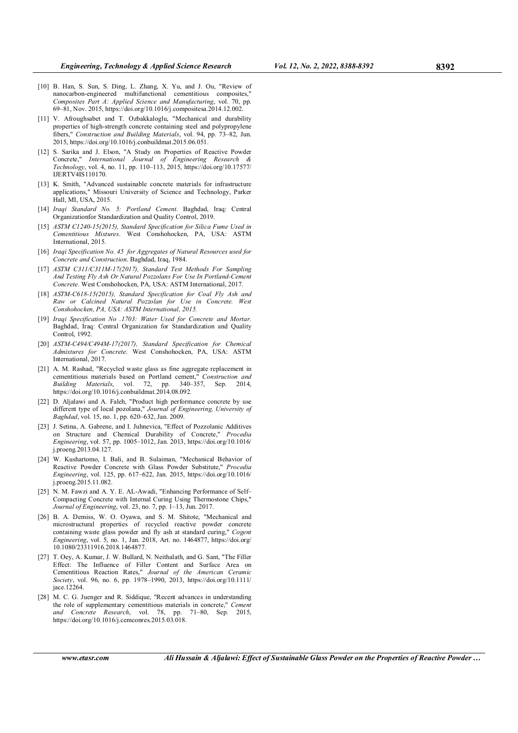[10] B. Han, S. Sun, S. Ding, L. Zhang, X. Yu, and J. Ou, "Review of nanocarbon-engineered multifunctional cementitious composites," *Composites Part A: Applied Science and Manufacturing*, vol. 70, pp. 69–81, Nov. 2015, https://doi.org/10.1016/j.compositesa.2014.12.002.

[11] V. Afroughsabet and T. Ozbakkaloglu, "Mechanical and durability properties of high-strength concrete containing steel and polypropylene fibers," *Construction and Building Materials*, vol. 94, pp. 73–82, Jun. 2015, https://doi.org/10.1016/j.conbuildmat.2015.06.051.

[12] S. Sarika and J. Elson, "A Study on Properties of Reactive Powder Concrete," *International Journal of Engineering Research & Technology*, vol. 4, no. 11, pp. 110–113, 2015, https://doi.org/10.17577/IJERTV4IS110170.

[13] K. Smith, "Advanced sustainable concrete materials for infrastructure applications," Missouri University of Science and Technology, Parker Hall, MI, USA, 2015.

[14] *Iraqi Standard No. 5: Portland Cement*. Baghdad, Iraq: Central Organizationfor Standardization and Quality Control, 2019.

[15] *ASTM C1240-15(2015), Standard Specification for Silica Fume Used in Cementitious Mixtures*. West Conshohocken, PA, USA: ASTM International, 2015.

[16] *Iraqi Specification No. 45 for Aggregates of Natural Resources used for Concrete and Construction*. Baghdad, Iraq, 1984.

[17] *ASTM C311/C311M-17(2017), Standard Test Methods For Sampling And Testing Fly Ash Or Natural Pozzolans For Use In Portland-Cement Concrete*. West Conshohocken, PA, USA: ASTM International, 2017.

[18] *ASTM-C618-15(2015), Standard Specification for Coal Fly Ash and Raw or Calcined Natural Pozzolan for Use in Concrete. West Conshohocken, PA, USA: ASTM International, 2015.*

[19] *Iraqi Specification No .1703: Water Used for Concrete and Mortar*. Baghdad, Iraq: Central Organization for Standardization and Quality Control, 1992.

[20] *ASTM-C494/C494M-17(2017), Standard Specification for Chemical Admixtures for Concrete*. West Conshohocken, PA, USA: ASTM International, 2017.

[21] A. M. Rashad, "Recycled waste glass as fine aggregate replacement in cementitious materials based on Portland cement," *Construction and Building Materials*, vol. 72, pp. 340–357, Sep. 2014, https://doi.org/10.1016/j.conbuildmat.2014.08.092.

[22] D. Aljalawi and A. Faleh, "Product high performance concrete by use different type of local pozolana," *Journal of Engineering, University of Baghdad*, vol. 15, no. 1, pp. 620–632, Jan. 2009.

[23] J. Setina, A. Gabrene, and I. Juhnevica, "Effect of Pozzolanic Additives on Structure and Chemical Durability of Concrete," *Procedia Engineering*, vol. 57, pp. 1005–1012, Jan. 2013, https://doi.org/10.1016/j.proeng.2013.04.127.

[24] W. Kushartomo, I. Bali, and B. Sulaiman, "Mechanical Behavior of Reactive Powder Concrete with Glass Powder Substitute," *Procedia Engineering*, vol. 125, pp. 617–622, Jan. 2015, https://doi.org/10.1016/j.proeng.2015.11.082.

[25] N. M. Fawzi and A. Y. E. AL-Awadi, "Enhancing Performance of Self–Compacting Concrete with Internal Curing Using Thermostone Chips," *Journal of Engineering*, vol. 23, no. 7, pp. 1–13, Jun. 2017.

[26] B. A. Demiss, W. O. Oyawa, and S. M. Shitote, "Mechanical and microstructural properties of recycled reactive powder concrete containing waste glass powder and fly ash at standard curing," *Cogent Engineering*, vol. 5, no. 1, Jan. 2018, Art. no. 1464877, https://doi.org/10.1080/23311916.2018.1464877.

[27] T. Oey, A. Kumar, J. W. Bullard, N. Neithalath, and G. Sant, "The Filler Effect: The Influence of Filler Content and Surface Area on Cementitious Reaction Rates," *Journal of the American Ceramic Society*, vol. 96, no. 6, pp. 1978–1990, 2013, https://doi.org/10.1111/jace.12264.

[28] M. C. G. Juenger and R. Siddique, "Recent advances in understanding the role of supplementary cementitious materials in concrete," *Cement and Concrete Research*, vol. 78, pp. 71–80, Sep. 2015, https://doi.org/10.1016/j.cemconres.2015.03.018.